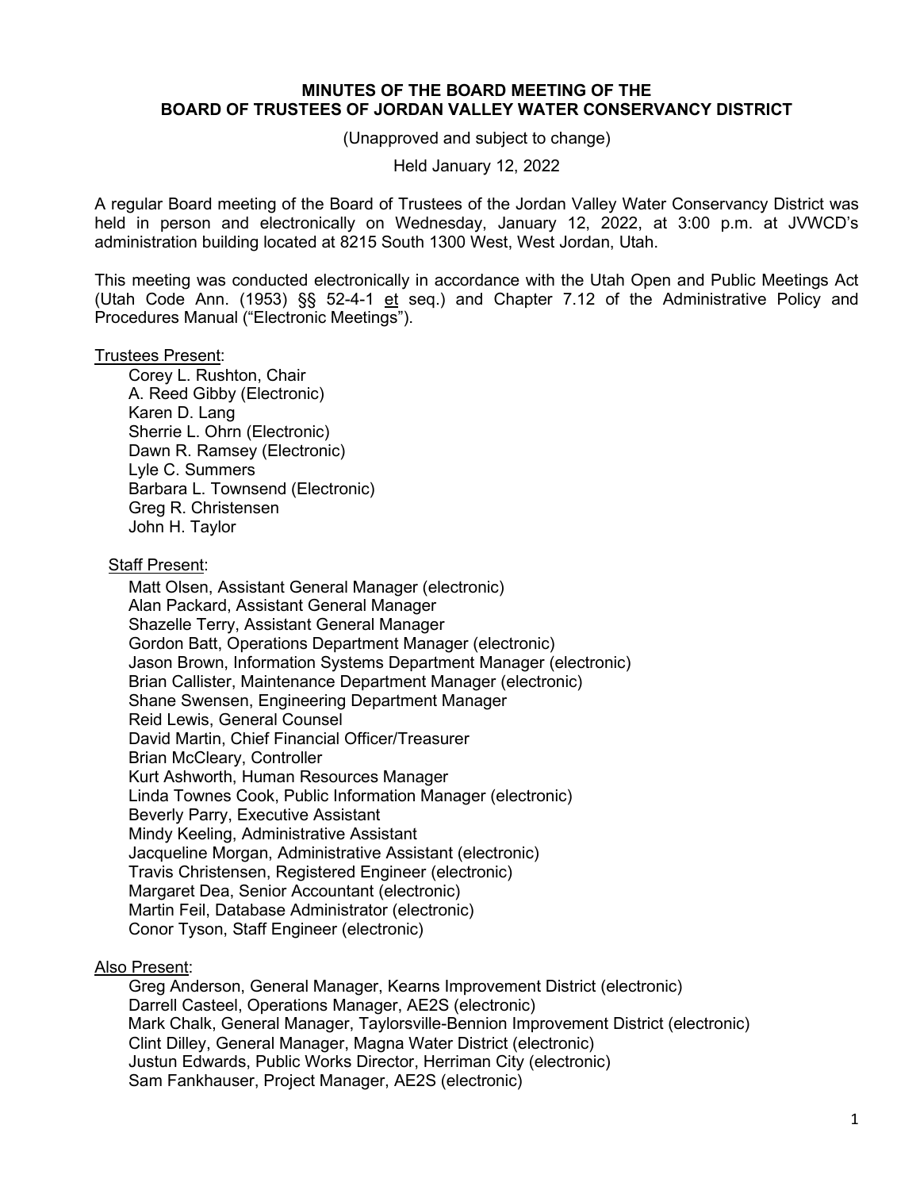**MINUTES OF THE BOARD MEETING OF THE BOARD OF TRUSTEES OF JORDAN VALLEY WATER CONSERVANCY DISTRICT**

(Unapproved and subject to change)

Held January 12, 2022

A regular Board meeting of the Board of Trustees of the Jordan Valley Water Conservancy District was held in person and electronically on Wednesday, January 12, 2022, at 3:00 p.m. at JVWCD's administration building located at 8215 South 1300 West, West Jordan, Utah.

This meeting was conducted electronically in accordance with the Utah Open and Public Meetings Act (Utah Code Ann. (1953) §§ 52-4-1 et seq.) and Chapter 7.12 of the Administrative Policy and Procedures Manual ("Electronic Meetings").

Trustees Present:

- Corey L. Rushton, Chair
- A. Reed Gibby (Electronic)
- Karen D. Lang
- Sherrie L. Ohrn (Electronic)
- Dawn R. Ramsey (Electronic)
- Lyle C. Summers
- Barbara L. Townsend (Electronic)
- Greg R. Christensen
- John H. Taylor

Staff Present:

- Matt Olsen, Assistant General Manager (electronic)
- Alan Packard, Assistant General Manager
- Shazelle Terry, Assistant General Manager
- Gordon Batt, Operations Department Manager (electronic)
- Jason Brown, Information Systems Department Manager (electronic)
- Brian Callister, Maintenance Department Manager (electronic)
- Shane Swensen, Engineering Department Manager
- Reid Lewis, General Counsel
- David Martin, Chief Financial Officer/Treasurer
- Brian McCleary, Controller
- Kurt Ashworth, Human Resources Manager
- Linda Townes Cook, Public Information Manager (electronic)
- Beverly Parry, Executive Assistant
- Mindy Keeling, Administrative Assistant
- Jacqueline Morgan, Administrative Assistant (electronic)
- Travis Christensen, Registered Engineer (electronic)
- Margaret Dea, Senior Accountant (electronic)
- Martin Feil, Database Administrator (electronic)
- Conor Tyson, Staff Engineer (electronic)

Also Present:

- Greg Anderson, General Manager, Kearns Improvement District (electronic)
- Darrell Casteel, Operations Manager, AE2S (electronic)
- Mark Chalk, General Manager, Taylorsville-Bennion Improvement District (electronic)
- Clint Dilley, General Manager, Magna Water District (electronic)
- Justun Edwards, Public Works Director, Herriman City (electronic)
- Sam Fankhauser, Project Manager, AE2S (electronic)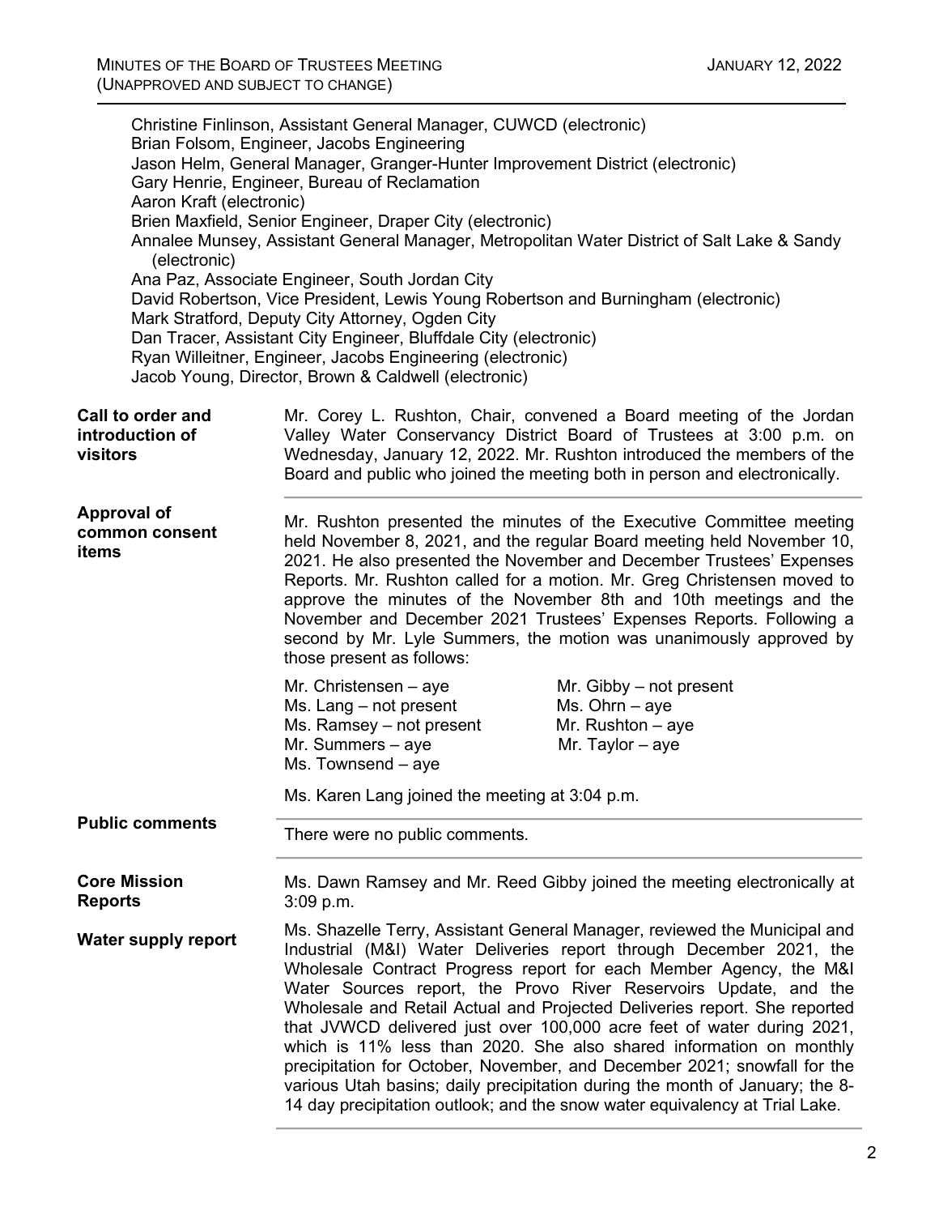Christine Finlinson, Assistant General Manager, CUWCD (electronic)
Brian Folsom, Engineer, Jacobs Engineering
Jason Helm, General Manager, Granger-Hunter Improvement District (electronic)
Gary Henrie, Engineer, Bureau of Reclamation
Aaron Kraft (electronic)
Brien Maxfield, Senior Engineer, Draper City (electronic)
Annalee Munsey, Assistant General Manager, Metropolitan Water District of Salt Lake & Sandy (electronic)
Ana Paz, Associate Engineer, South Jordan City
David Robertson, Vice President, Lewis Young Robertson and Burningham (electronic)
Mark Stratford, Deputy City Attorney, Ogden City
Dan Tracer, Assistant City Engineer, Bluffdale City (electronic)
Ryan Willeitner, Engineer, Jacobs Engineering (electronic)
Jacob Young, Director, Brown & Caldwell (electronic)

**Call to order and introduction of visitors**

Mr. Corey L. Rushton, Chair, convened a Board meeting of the Jordan Valley Water Conservancy District Board of Trustees at 3:00 p.m. on Wednesday, January 12, 2022. Mr. Rushton introduced the members of the Board and public who joined the meeting both in person and electronically.

**Approval of common consent items**

Mr. Rushton presented the minutes of the Executive Committee meeting held November 8, 2021, and the regular Board meeting held November 10, 2021. He also presented the November and December Trustees' Expenses Reports. Mr. Rushton called for a motion. Mr. Greg Christensen moved to approve the minutes of the November 8th and 10th meetings and the November and December 2021 Trustees' Expenses Reports. Following a second by Mr. Lyle Summers, the motion was unanimously approved by those present as follows:

Mr. Christensen – aye
Mr. Gibby – not present
Ms. Lang – not present
Ms. Ohrn – aye
Ms. Ramsey – not present
Mr. Rushton – aye
Mr. Summers – aye
Mr. Taylor – aye
Ms. Townsend – aye

Ms. Karen Lang joined the meeting at 3:04 p.m.

**Public comments**

There were no public comments.

**Core Mission Reports**

Ms. Dawn Ramsey and Mr. Reed Gibby joined the meeting electronically at 3:09 p.m.

**Water supply report**

Ms. Shazelle Terry, Assistant General Manager, reviewed the Municipal and Industrial (M&I) Water Deliveries report through December 2021, the Wholesale Contract Progress report for each Member Agency, the M&I Water Sources report, the Provo River Reservoirs Update, and the Wholesale and Retail Actual and Projected Deliveries report. She reported that JVWCD delivered just over 100,000 acre feet of water during 2021, which is 11% less than 2020. She also shared information on monthly precipitation for October, November, and December 2021; snowfall for the various Utah basins; daily precipitation during the month of January; the 8-14 day precipitation outlook; and the snow water equivalency at Trial Lake.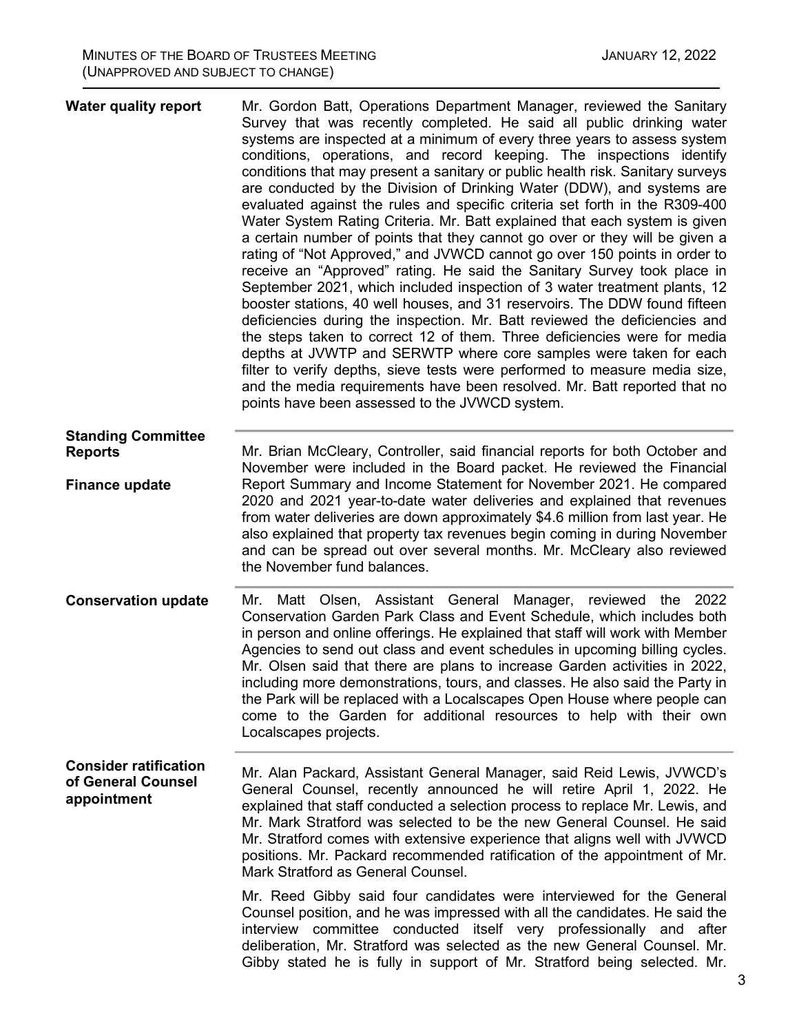**Water quality report**

Mr. Gordon Batt, Operations Department Manager, reviewed the Sanitary Survey that was recently completed. He said all public drinking water systems are inspected at a minimum of every three years to assess system conditions, operations, and record keeping. The inspections identify conditions that may present a sanitary or public health risk. Sanitary surveys are conducted by the Division of Drinking Water (DDW), and systems are evaluated against the rules and specific criteria set forth in the R309-400 Water System Rating Criteria. Mr. Batt explained that each system is given a certain number of points that they cannot go over or they will be given a rating of "Not Approved," and JVWCD cannot go over 150 points in order to receive an "Approved" rating. He said the Sanitary Survey took place in September 2021, which included inspection of 3 water treatment plants, 12 booster stations, 40 well houses, and 31 reservoirs. The DDW found fifteen deficiencies during the inspection. Mr. Batt reviewed the deficiencies and the steps taken to correct 12 of them. Three deficiencies were for media depths at JVWTP and SERWTP where core samples were taken for each filter to verify depths, sieve tests were performed to measure media size, and the media requirements have been resolved. Mr. Batt reported that no points have been assessed to the JVWCD system.

**Standing Committee Reports**

**Finance update**

Mr. Brian McCleary, Controller, said financial reports for both October and November were included in the Board packet. He reviewed the Financial Report Summary and Income Statement for November 2021. He compared 2020 and 2021 year-to-date water deliveries and explained that revenues from water deliveries are down approximately $4.6 million from last year. He also explained that property tax revenues begin coming in during November and can be spread out over several months. Mr. McCleary also reviewed the November fund balances.

**Conservation update**

Mr. Matt Olsen, Assistant General Manager, reviewed the 2022 Conservation Garden Park Class and Event Schedule, which includes both in person and online offerings. He explained that staff will work with Member Agencies to send out class and event schedules in upcoming billing cycles. Mr. Olsen said that there are plans to increase Garden activities in 2022, including more demonstrations, tours, and classes. He also said the Party in the Park will be replaced with a Localscapes Open House where people can come to the Garden for additional resources to help with their own Localscapes projects.

**Consider ratification of General Counsel appointment**

Mr. Alan Packard, Assistant General Manager, said Reid Lewis, JVWCD's General Counsel, recently announced he will retire April 1, 2022. He explained that staff conducted a selection process to replace Mr. Lewis, and Mr. Mark Stratford was selected to be the new General Counsel. He said Mr. Stratford comes with extensive experience that aligns well with JVWCD positions. Mr. Packard recommended ratification of the appointment of Mr. Mark Stratford as General Counsel.

Mr. Reed Gibby said four candidates were interviewed for the General Counsel position, and he was impressed with all the candidates. He said the interview committee conducted itself very professionally and after deliberation, Mr. Stratford was selected as the new General Counsel. Mr. Gibby stated he is fully in support of Mr. Stratford being selected. Mr.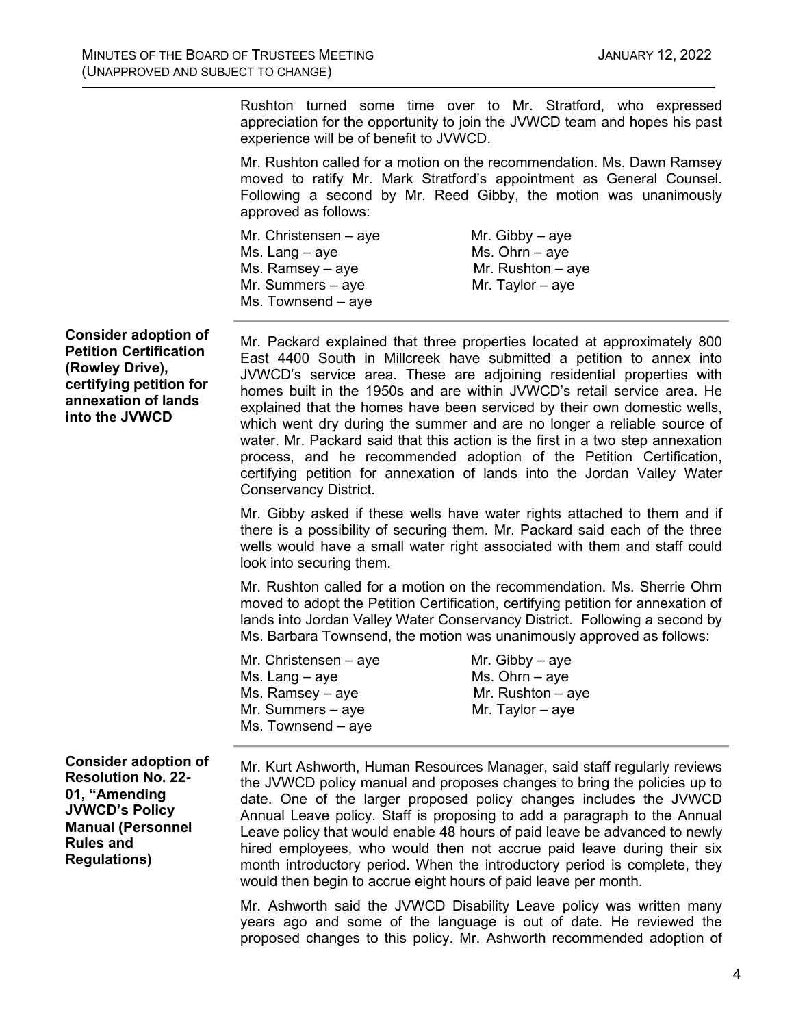Rushton turned some time over to Mr. Stratford, who expressed appreciation for the opportunity to join the JVWCD team and hopes his past experience will be of benefit to JVWCD.

Mr. Rushton called for a motion on the recommendation. Ms. Dawn Ramsey moved to ratify Mr. Mark Stratford's appointment as General Counsel. Following a second by Mr. Reed Gibby, the motion was unanimously approved as follows:

| | |
|---|---|
| Mr. Christensen – aye | Mr. Gibby – aye |
| Ms. Lang – aye | Ms. Ohrn – aye |
| Ms. Ramsey – aye | Mr. Rushton – aye |
| Mr. Summers – aye | Mr. Taylor – aye |
| Ms. Townsend – aye | |

**Consider adoption of Petition Certification (Rowley Drive), certifying petition for annexation of lands into the JVWCD**

Mr. Packard explained that three properties located at approximately 800 East 4400 South in Millcreek have submitted a petition to annex into JVWCD's service area. These are adjoining residential properties with homes built in the 1950s and are within JVWCD's retail service area. He explained that the homes have been serviced by their own domestic wells, which went dry during the summer and are no longer a reliable source of water. Mr. Packard said that this action is the first in a two step annexation process, and he recommended adoption of the Petition Certification, certifying petition for annexation of lands into the Jordan Valley Water Conservancy District.

Mr. Gibby asked if these wells have water rights attached to them and if there is a possibility of securing them. Mr. Packard said each of the three wells would have a small water right associated with them and staff could look into securing them.

Mr. Rushton called for a motion on the recommendation. Ms. Sherrie Ohrn moved to adopt the Petition Certification, certifying petition for annexation of lands into Jordan Valley Water Conservancy District. Following a second by Ms. Barbara Townsend, the motion was unanimously approved as follows:

| | |
|---|---|
| Mr. Christensen – aye | Mr. Gibby – aye |
| Ms. Lang – aye | Ms. Ohrn – aye |
| Ms. Ramsey – aye | Mr. Rushton – aye |
| Mr. Summers – aye | Mr. Taylor – aye |
| Ms. Townsend – aye | |

**Consider adoption of Resolution No. 22-01, "Amending JVWCD's Policy Manual (Personnel Rules and Regulations)**

Mr. Kurt Ashworth, Human Resources Manager, said staff regularly reviews the JVWCD policy manual and proposes changes to bring the policies up to date. One of the larger proposed policy changes includes the JVWCD Annual Leave policy. Staff is proposing to add a paragraph to the Annual Leave policy that would enable 48 hours of paid leave be advanced to newly hired employees, who would then not accrue paid leave during their six month introductory period. When the introductory period is complete, they would then begin to accrue eight hours of paid leave per month.

Mr. Ashworth said the JVWCD Disability Leave policy was written many years ago and some of the language is out of date. He reviewed the proposed changes to this policy. Mr. Ashworth recommended adoption of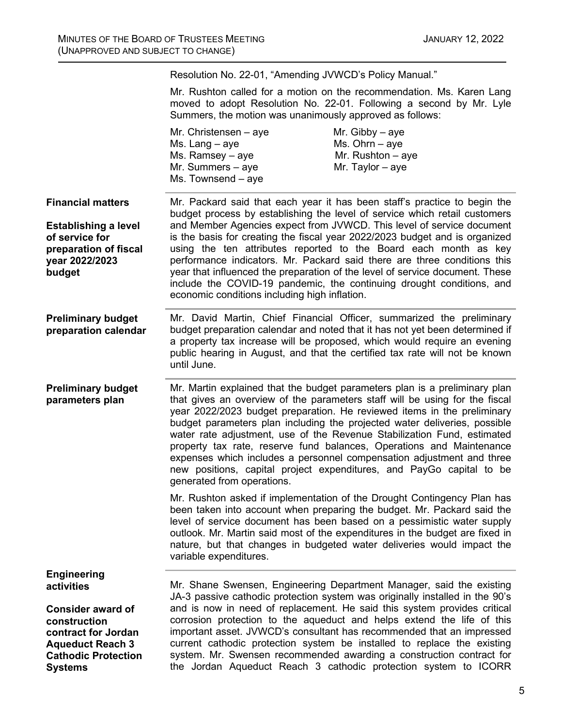Resolution No. 22-01, "Amending JVWCD's Policy Manual."

Mr. Rushton called for a motion on the recommendation. Ms. Karen Lang moved to adopt Resolution No. 22-01. Following a second by Mr. Lyle Summers, the motion was unanimously approved as follows:

| | |
|---|---|
| Mr. Christensen – aye | Mr. Gibby – aye |
| Ms. Lang – aye | Ms. Ohrn – aye |
| Ms. Ramsey – aye | Mr. Rushton – aye |
| Mr. Summers – aye | Mr. Taylor – aye |
| Ms. Townsend – aye | |

**Financial matters**

**Establishing a level of service for preparation of fiscal year 2022/2023 budget**

Mr. Packard said that each year it has been staff's practice to begin the budget process by establishing the level of service which retail customers and Member Agencies expect from JVWCD. This level of service document is the basis for creating the fiscal year 2022/2023 budget and is organized using the ten attributes reported to the Board each month as key performance indicators. Mr. Packard said there are three conditions this year that influenced the preparation of the level of service document. These include the COVID-19 pandemic, the continuing drought conditions, and economic conditions including high inflation.

**Preliminary budget preparation calendar**

Mr. David Martin, Chief Financial Officer, summarized the preliminary budget preparation calendar and noted that it has not yet been determined if a property tax increase will be proposed, which would require an evening public hearing in August, and that the certified tax rate will not be known until June.

**Preliminary budget parameters plan**

Mr. Martin explained that the budget parameters plan is a preliminary plan that gives an overview of the parameters staff will be using for the fiscal year 2022/2023 budget preparation. He reviewed items in the preliminary budget parameters plan including the projected water deliveries, possible water rate adjustment, use of the Revenue Stabilization Fund, estimated property tax rate, reserve fund balances, Operations and Maintenance expenses which includes a personnel compensation adjustment and three new positions, capital project expenditures, and PayGo capital to be generated from operations.

Mr. Rushton asked if implementation of the Drought Contingency Plan has been taken into account when preparing the budget. Mr. Packard said the level of service document has been based on a pessimistic water supply outlook. Mr. Martin said most of the expenditures in the budget are fixed in nature, but that changes in budgeted water deliveries would impact the variable expenditures.

**Engineering activities**

**Consider award of construction contract for Jordan Aqueduct Reach 3 Cathodic Protection Systems**

Mr. Shane Swensen, Engineering Department Manager, said the existing JA-3 passive cathodic protection system was originally installed in the 90's and is now in need of replacement. He said this system provides critical corrosion protection to the aqueduct and helps extend the life of this important asset. JVWCD's consultant has recommended that an impressed current cathodic protection system be installed to replace the existing system. Mr. Swensen recommended awarding a construction contract for the Jordan Aqueduct Reach 3 cathodic protection system to ICORR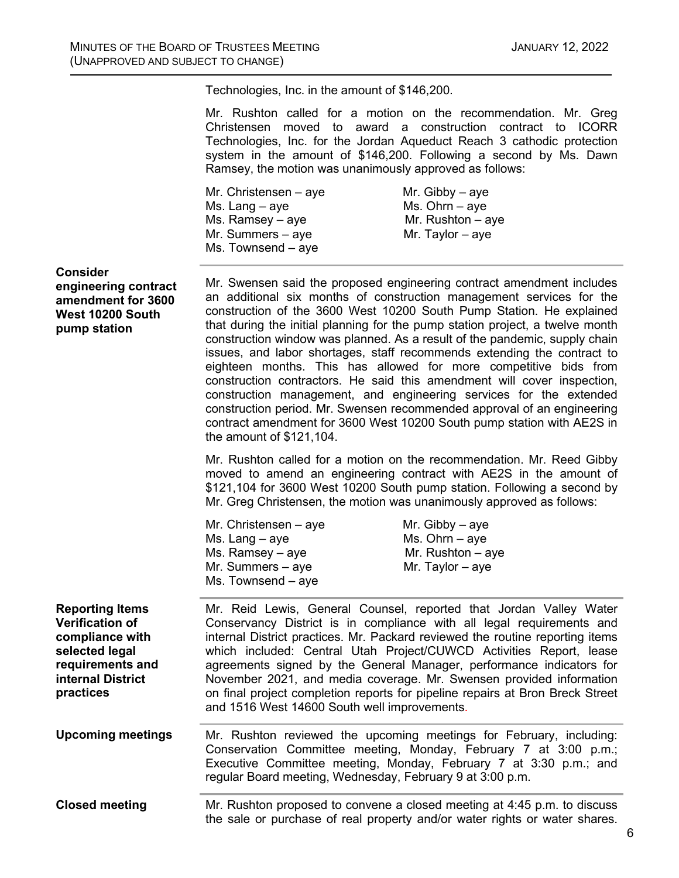Technologies, Inc. in the amount of $146,200.

Mr. Rushton called for a motion on the recommendation. Mr. Greg Christensen moved to award a construction contract to ICORR Technologies, Inc. for the Jordan Aqueduct Reach 3 cathodic protection system in the amount of $146,200. Following a second by Ms. Dawn Ramsey, the motion was unanimously approved as follows:

| | |
|---|---|
| Mr. Christensen – aye | Mr. Gibby – aye |
| Ms. Lang – aye | Ms. Ohrn – aye |
| Ms. Ramsey – aye | Mr. Rushton – aye |
| Mr. Summers – aye | Mr. Taylor – aye |
| Ms. Townsend – aye | |

**Consider engineering contract amendment for 3600 West 10200 South pump station**

Mr. Swensen said the proposed engineering contract amendment includes an additional six months of construction management services for the construction of the 3600 West 10200 South Pump Station. He explained that during the initial planning for the pump station project, a twelve month construction window was planned. As a result of the pandemic, supply chain issues, and labor shortages, staff recommends extending the contract to eighteen months. This has allowed for more competitive bids from construction contractors. He said this amendment will cover inspection, construction management, and engineering services for the extended construction period. Mr. Swensen recommended approval of an engineering contract amendment for 3600 West 10200 South pump station with AE2S in the amount of $121,104.

Mr. Rushton called for a motion on the recommendation. Mr. Reed Gibby moved to amend an engineering contract with AE2S in the amount of $121,104 for 3600 West 10200 South pump station. Following a second by Mr. Greg Christensen, the motion was unanimously approved as follows:

| | |
|---|---|
| Mr. Christensen – aye | Mr. Gibby – aye |
| Ms. Lang – aye | Ms. Ohrn – aye |
| Ms. Ramsey – aye | Mr. Rushton – aye |
| Mr. Summers – aye | Mr. Taylor – aye |
| Ms. Townsend – aye | |

**Reporting Items Verification of compliance with selected legal requirements and internal District practices**

Mr. Reid Lewis, General Counsel, reported that Jordan Valley Water Conservancy District is in compliance with all legal requirements and internal District practices. Mr. Packard reviewed the routine reporting items which included: Central Utah Project/CUWCD Activities Report, lease agreements signed by the General Manager, performance indicators for November 2021, and media coverage. Mr. Swensen provided information on final project completion reports for pipeline repairs at Bron Breck Street and 1516 West 14600 South well improvements.

**Upcoming meetings**

Mr. Rushton reviewed the upcoming meetings for February, including: Conservation Committee meeting, Monday, February 7 at 3:00 p.m.; Executive Committee meeting, Monday, February 7 at 3:30 p.m.; and regular Board meeting, Wednesday, February 9 at 3:00 p.m.

**Closed meeting**

Mr. Rushton proposed to convene a closed meeting at 4:45 p.m. to discuss the sale or purchase of real property and/or water rights or water shares.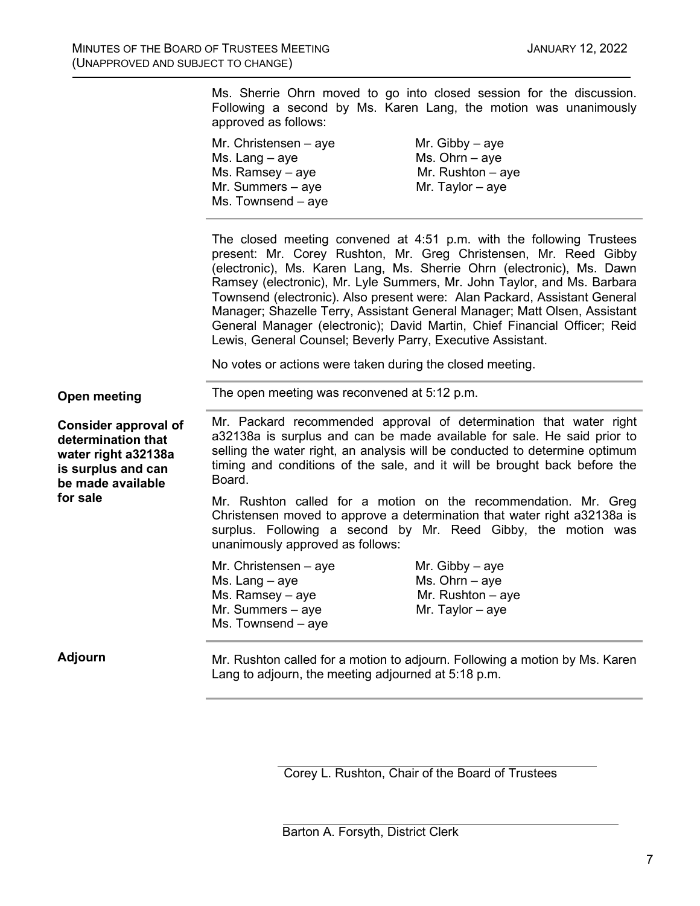Ms. Sherrie Ohrn moved to go into closed session for the discussion. Following a second by Ms. Karen Lang, the motion was unanimously approved as follows:

| | |
|---|---|
| Mr. Christensen – aye | Mr. Gibby – aye |
| Ms. Lang – aye | Ms. Ohrn – aye |
| Ms. Ramsey – aye | Mr. Rushton – aye |
| Mr. Summers – aye | Mr. Taylor – aye |
| Ms. Townsend – aye | |

The closed meeting convened at 4:51 p.m. with the following Trustees present: Mr. Corey Rushton, Mr. Greg Christensen, Mr. Reed Gibby (electronic), Ms. Karen Lang, Ms. Sherrie Ohrn (electronic), Ms. Dawn Ramsey (electronic), Mr. Lyle Summers, Mr. John Taylor, and Ms. Barbara Townsend (electronic). Also present were: Alan Packard, Assistant General Manager; Shazelle Terry, Assistant General Manager; Matt Olsen, Assistant General Manager (electronic); David Martin, Chief Financial Officer; Reid Lewis, General Counsel; Beverly Parry, Executive Assistant.

No votes or actions were taken during the closed meeting.

**Open meeting**

The open meeting was reconvened at 5:12 p.m.

**Consider approval of determination that water right a32138a is surplus and can be made available for sale**

Mr. Packard recommended approval of determination that water right a32138a is surplus and can be made available for sale. He said prior to selling the water right, an analysis will be conducted to determine optimum timing and conditions of the sale, and it will be brought back before the Board.

Mr. Rushton called for a motion on the recommendation. Mr. Greg Christensen moved to approve a determination that water right a32138a is surplus. Following a second by Mr. Reed Gibby, the motion was unanimously approved as follows:

| | |
|---|---|
| Mr. Christensen – aye | Mr. Gibby – aye |
| Ms. Lang – aye | Ms. Ohrn – aye |
| Ms. Ramsey – aye | Mr. Rushton – aye |
| Mr. Summers – aye | Mr. Taylor – aye |
| Ms. Townsend – aye | |

**Adjourn**

Mr. Rushton called for a motion to adjourn. Following a motion by Ms. Karen Lang to adjourn, the meeting adjourned at 5:18 p.m.

Corey L. Rushton, Chair of the Board of Trustees

Barton A. Forsyth, District Clerk